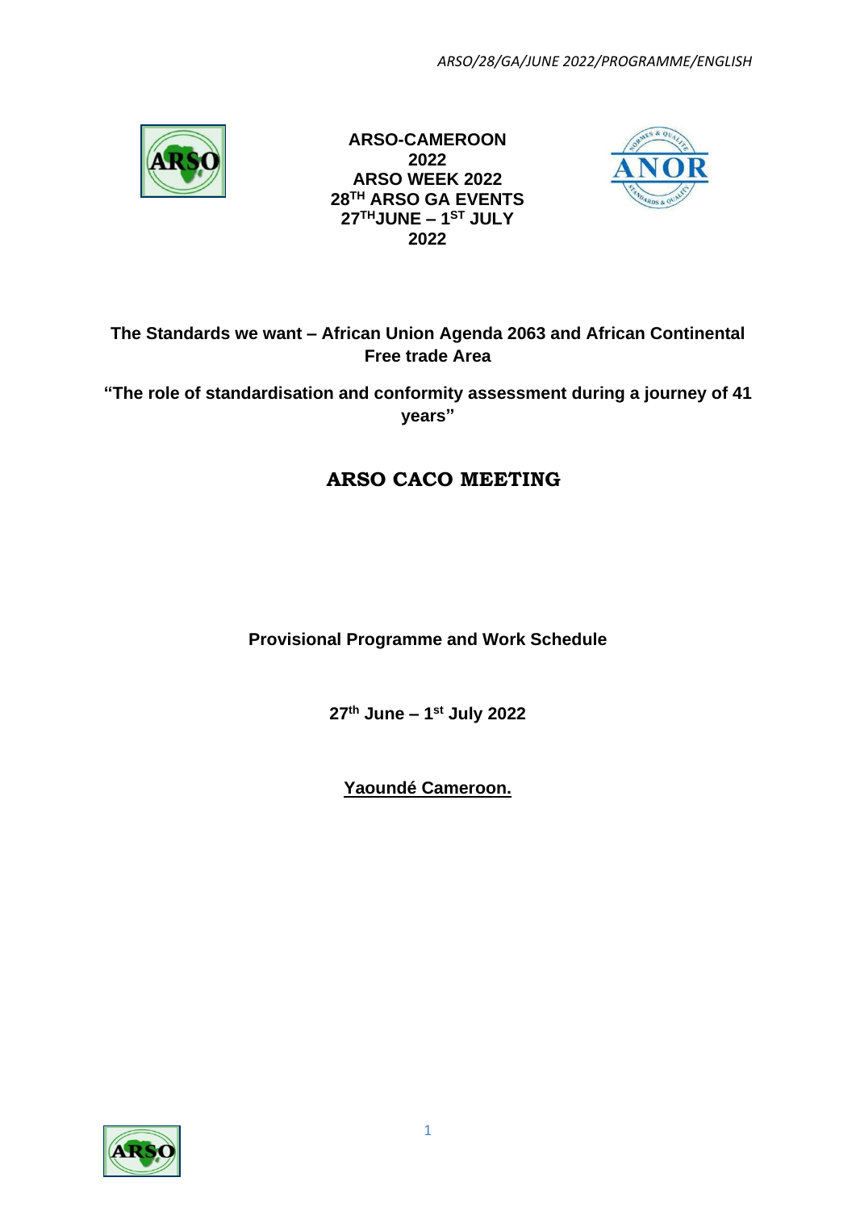**ARSO-CAMEROON 2022**
**ARSO WEEK 2022**
**28TH ARSO GA EVENTS**
**27TH JUNE – 1ST JULY 2022**

**The Standards we want – African Union Agenda 2063 and African Continental Free trade Area**

**"The role of standardisation and conformity assessment during a journey of 41 years"**

# ARSO CACO MEETING

**Provisional Programme and Work Schedule**

**27th June – 1st July 2022**

**Yaoundé Cameroon.**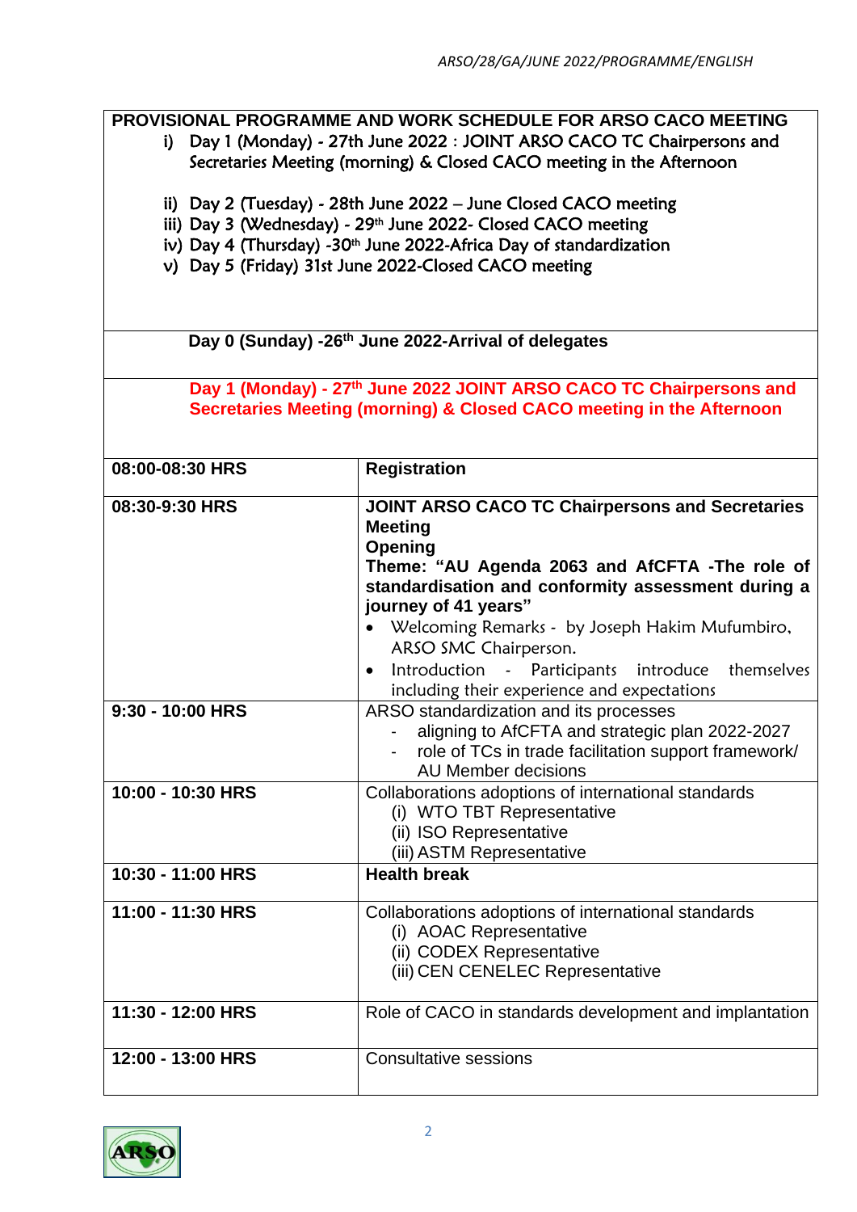**PROVISIONAL PROGRAMME AND WORK SCHEDULE FOR ARSO CACO MEETING**

i) Day 1 (Monday) - 27th June 2022 : JOINT ARSO CACO TC Chairpersons and Secretaries Meeting (morning) & Closed CACO meeting in the Afternoon

ii) Day 2 (Tuesday) - 28th June 2022 – June Closed CACO meeting
iii) Day 3 (Wednesday) - 29th June 2022- Closed CACO meeting
iv) Day 4 (Thursday) -30th June 2022-Africa Day of standardization
v) Day 5 (Friday) 31st June 2022-Closed CACO meeting

**Day 0 (Sunday) -26th June 2022-Arrival of delegates**

**Day 1 (Monday) - 27th June 2022 JOINT ARSO CACO TC Chairpersons and Secretaries Meeting (morning) & Closed CACO meeting in the Afternoon**

| Time | Activity |
|---|---|
| **08:00-08:30 HRS** | **Registration** |
| **08:30-9:30 HRS** | **JOINT ARSO CACO TC Chairpersons and Secretaries Meeting**<br>**Opening**<br>**Theme: "AU Agenda 2063 and AfCFTA -The role of standardisation and conformity assessment during a journey of 41 years"**<br>• Welcoming Remarks - by Joseph Hakim Mufumbiro, ARSO SMC Chairperson.<br>• Introduction - Participants introduce themselves including their experience and expectations |
| **9:30 - 10:00 HRS** | ARSO standardization and its processes<br>- aligning to AfCFTA and strategic plan 2022-2027<br>- role of TCs in trade facilitation support framework/ AU Member decisions |
| **10:00 - 10:30 HRS** | Collaborations adoptions of international standards<br>(i) WTO TBT Representative<br>(ii) ISO Representative<br>(iii) ASTM Representative |
| **10:30 - 11:00 HRS** | **Health break** |
| **11:00 - 11:30 HRS** | Collaborations adoptions of international standards<br>(i) AOAC Representative<br>(ii) CODEX Representative<br>(iii) CEN CENELEC Representative |
| **11:30 - 12:00 HRS** | Role of CACO in standards development and implantation |
| **12:00 - 13:00 HRS** | Consultative sessions |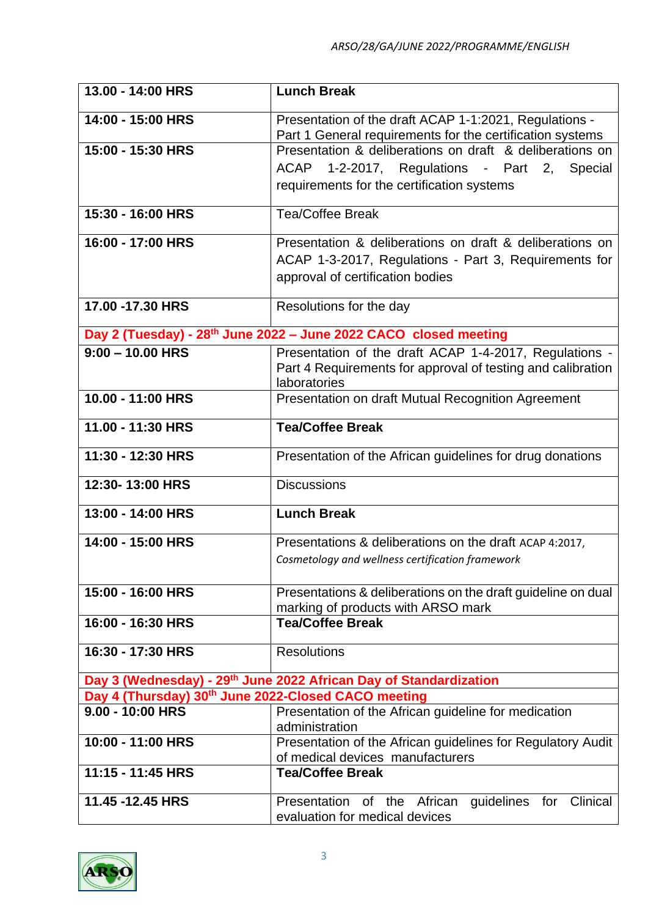| | |
|---|---|
| **13.00 - 14:00 HRS** | **Lunch Break** |
| **14:00 - 15:00 HRS** | Presentation of the draft ACAP 1-1:2021, Regulations - Part 1 General requirements for the certification systems |
| **15:00 - 15:30 HRS** | Presentation & deliberations on draft & deliberations on ACAP 1-2-2017, Regulations - Part 2, Special requirements for the certification systems |
| **15:30 - 16:00 HRS** | Tea/Coffee Break |
| **16:00 - 17:00 HRS** | Presentation & deliberations on draft & deliberations on ACAP 1-3-2017, Regulations - Part 3, Requirements for approval of certification bodies |
| **17.00 -17.30 HRS** | Resolutions for the day |
| **Day 2 (Tuesday) - 28th June 2022 – June 2022 CACO closed meeting** | |
| **9:00 – 10.00 HRS** | Presentation of the draft ACAP 1-4-2017, Regulations - Part 4 Requirements for approval of testing and calibration laboratories |
| **10.00 - 11:00 HRS** | Presentation on draft Mutual Recognition Agreement |
| **11.00 - 11:30 HRS** | **Tea/Coffee Break** |
| **11:30 - 12:30 HRS** | Presentation of the African guidelines for drug donations |
| **12:30- 13:00 HRS** | Discussions |
| **13:00 - 14:00 HRS** | **Lunch Break** |
| **14:00 - 15:00 HRS** | Presentations & deliberations on the draft ACAP 4:2017, *Cosmetology and wellness certification framework* |
| **15:00 - 16:00 HRS** | Presentations & deliberations on the draft guideline on dual marking of products with ARSO mark |
| **16:00 - 16:30 HRS** | **Tea/Coffee Break** |
| **16:30 - 17:30 HRS** | Resolutions |
| **Day 3 (Wednesday) - 29th June 2022 African Day of Standardization** | |
| **Day 4 (Thursday) 30th June 2022-Closed CACO meeting** | |
| **9.00 - 10:00 HRS** | Presentation of the African guideline for medication administration |
| **10:00 - 11:00 HRS** | Presentation of the African guidelines for Regulatory Audit of medical devices manufacturers |
| **11:15 - 11:45 HRS** | **Tea/Coffee Break** |
| **11.45 -12.45 HRS** | Presentation of the African guidelines for Clinical evaluation for medical devices |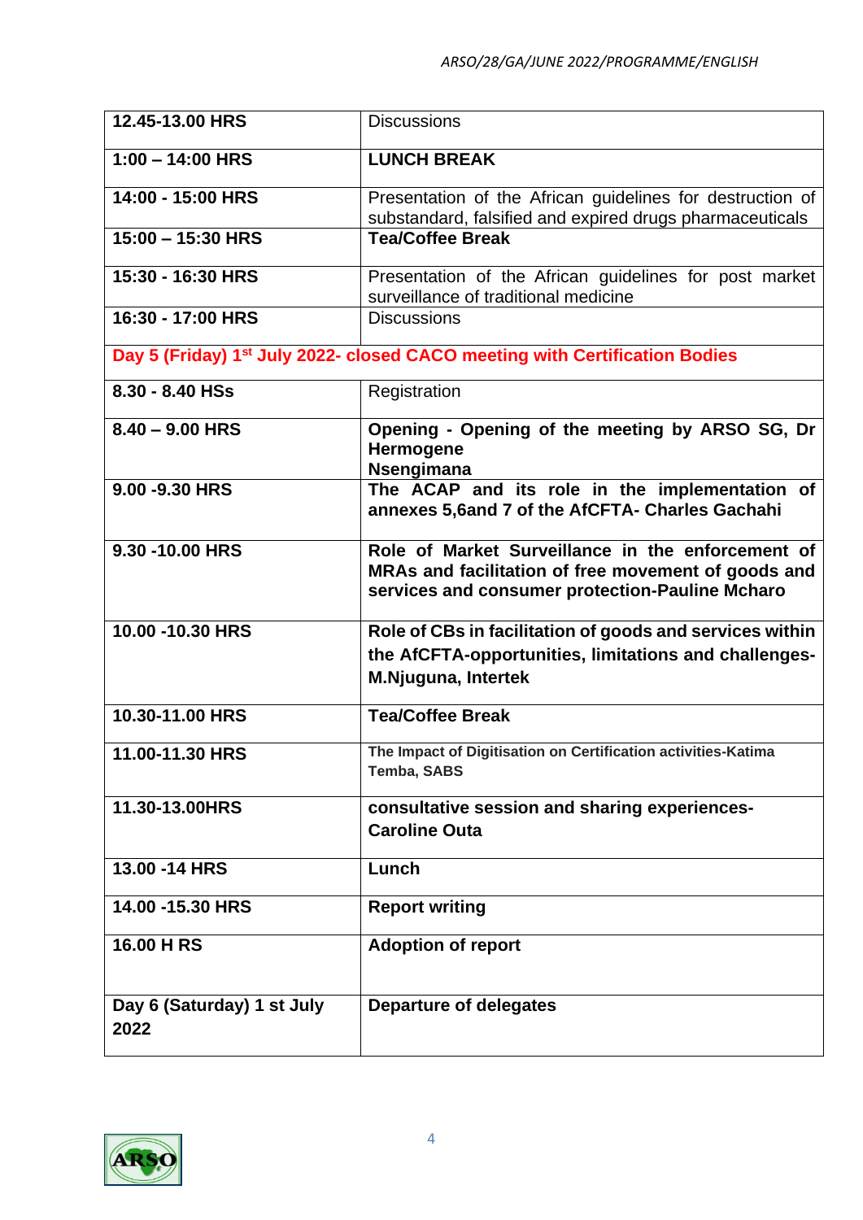| | |
|---|---|
| **12.45-13.00 HRS** | Discussions |
| **1:00 – 14:00 HRS** | **LUNCH BREAK** |
| **14:00 - 15:00 HRS** | Presentation of the African guidelines for destruction of substandard, falsified and expired drugs pharmaceuticals |
| **15:00 – 15:30 HRS** | **Tea/Coffee Break** |
| **15:30 - 16:30 HRS** | Presentation of the African guidelines for post market surveillance of traditional medicine |
| **16:30 - 17:00 HRS** | Discussions |
| **Day 5 (Friday) 1st July 2022- closed CACO meeting with Certification Bodies** | |
| **8.30 - 8.40 HSs** | Registration |
| **8.40 – 9.00 HRS** | **Opening - Opening of the meeting by ARSO SG, Dr Hermogene Nsengimana** |
| **9.00 -9.30 HRS** | **The ACAP and its role in the implementation of annexes 5,6and 7 of the AfCFTA- Charles Gachahi** |
| **9.30 -10.00 HRS** | **Role of Market Surveillance in the enforcement of MRAs and facilitation of free movement of goods and services and consumer protection-Pauline Mcharo** |
| **10.00 -10.30 HRS** | **Role of CBs in facilitation of goods and services within the AfCFTA-opportunities, limitations and challenges-M.Njuguna, Intertek** |
| **10.30-11.00 HRS** | **Tea/Coffee Break** |
| **11.00-11.30 HRS** | **The Impact of Digitisation on Certification activities-Katima Temba, SABS** |
| **11.30-13.00HRS** | **consultative session and sharing experiences-Caroline Outa** |
| **13.00 -14 HRS** | **Lunch** |
| **14.00 -15.30 HRS** | **Report writing** |
| **16.00 H RS** | **Adoption of report** |
| **Day 6 (Saturday) 1 st July 2022** | **Departure of delegates** |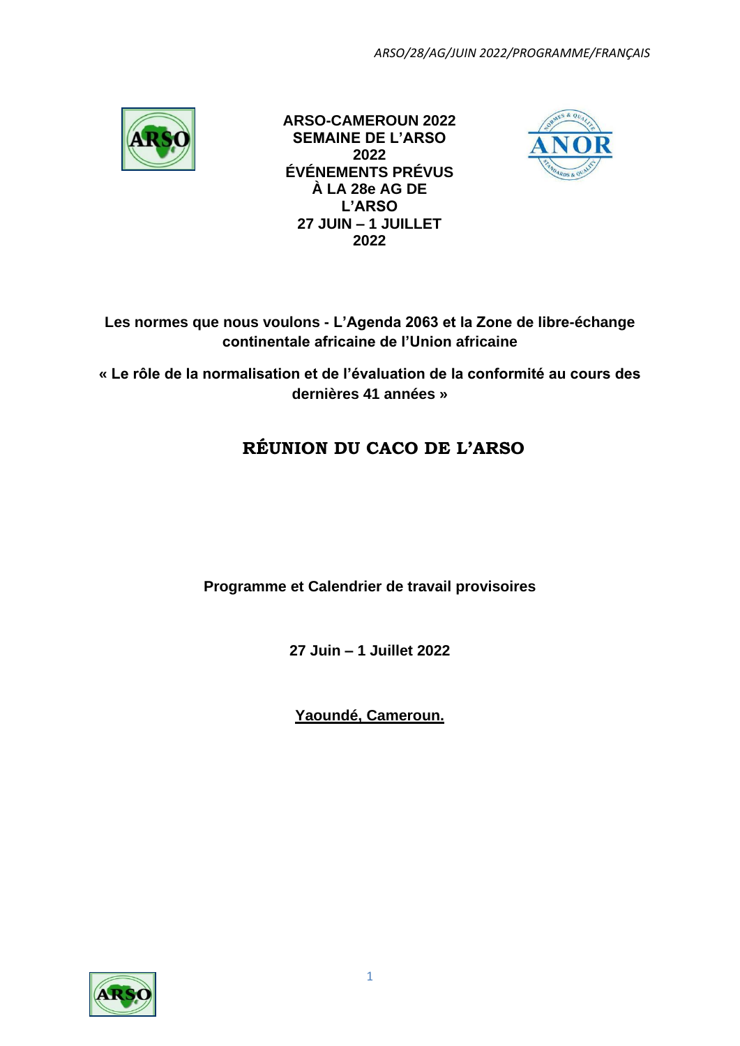**ARSO-CAMEROUN 2022**
**SEMAINE DE L'ARSO 2022**
**ÉVÉNEMENTS PRÉVUS À LA 28e AG DE L'ARSO**
**27 JUIN – 1 JUILLET 2022**

**Les normes que nous voulons - L'Agenda 2063 et la Zone de libre-échange continentale africaine de l'Union africaine**

**« Le rôle de la normalisation et de l'évaluation de la conformité au cours des dernières 41 années »**

# RÉUNION DU CACO DE L'ARSO

**Programme et Calendrier de travail provisoires**

**27 Juin – 1 Juillet 2022**

**Yaoundé, Cameroun.**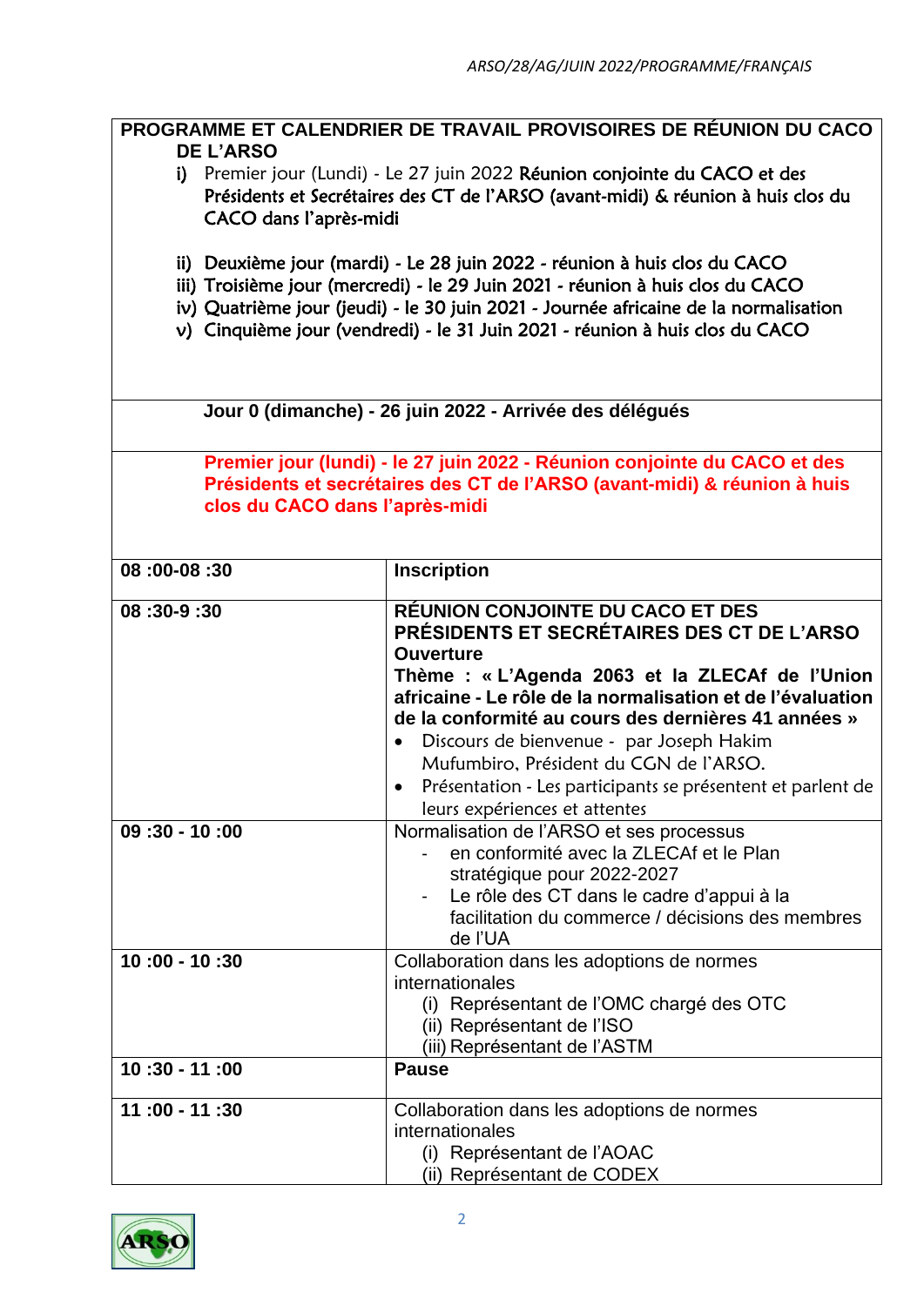**PROGRAMME ET CALENDRIER DE TRAVAIL PROVISOIRES DE RÉUNION DU CACO DE L'ARSO**

i) Premier jour (Lundi) - Le 27 juin 2022 **Réunion conjointe du CACO et des Présidents et Secrétaires des CT de l'ARSO (avant-midi) & réunion à huis clos du CACO dans l'après-midi**

ii) **Deuxième jour (mardi) - Le 28 juin 2022 - réunion à huis clos du CACO**
iii) **Troisième jour (mercredi) - le 29 Juin 2021 - réunion à huis clos du CACO**
iv) **Quatrième jour (jeudi) - le 30 juin 2021 - Journée africaine de la normalisation**
v) **Cinquième jour (vendredi) - le 31 Juin 2021 - réunion à huis clos du CACO**

**Jour 0 (dimanche) - 26 juin 2022 - Arrivée des délégués**

**Premier jour (lundi) - le 27 juin 2022 - Réunion conjointe du CACO et des Présidents et secrétaires des CT de l'ARSO (avant-midi) & réunion à huis clos du CACO dans l'après-midi**

| | |
|---|---|
| **08 :00-08 :30** | **Inscription** |
| **08 :30-9 :30** | **RÉUNION CONJOINTE DU CACO ET DES PRÉSIDENTS ET SECRÉTAIRES DES CT DE L'ARSO**<br>**Ouverture**<br>**Thème : « L'Agenda 2063 et la ZLECAf de l'Union africaine - Le rôle de la normalisation et de l'évaluation de la conformité au cours des dernières 41 années »**<br>• Discours de bienvenue - par Joseph Hakim Mufumbiro, Président du CGN de l'ARSO.<br>• Présentation - Les participants se présentent et parlent de leurs expériences et attentes |
| **09 :30 - 10 :00** | Normalisation de l'ARSO et ses processus<br>- en conformité avec la ZLECAf et le Plan stratégique pour 2022-2027<br>- Le rôle des CT dans le cadre d'appui à la facilitation du commerce / décisions des membres de l'UA |
| **10 :00 - 10 :30** | Collaboration dans les adoptions de normes internationales<br>(i) Représentant de l'OMC chargé des OTC<br>(ii) Représentant de l'ISO<br>(iii) Représentant de l'ASTM |
| **10 :30 - 11 :00** | **Pause** |
| **11 :00 - 11 :30** | Collaboration dans les adoptions de normes internationales<br>(i) Représentant de l'AOAC<br>(ii) Représentant de CODEX |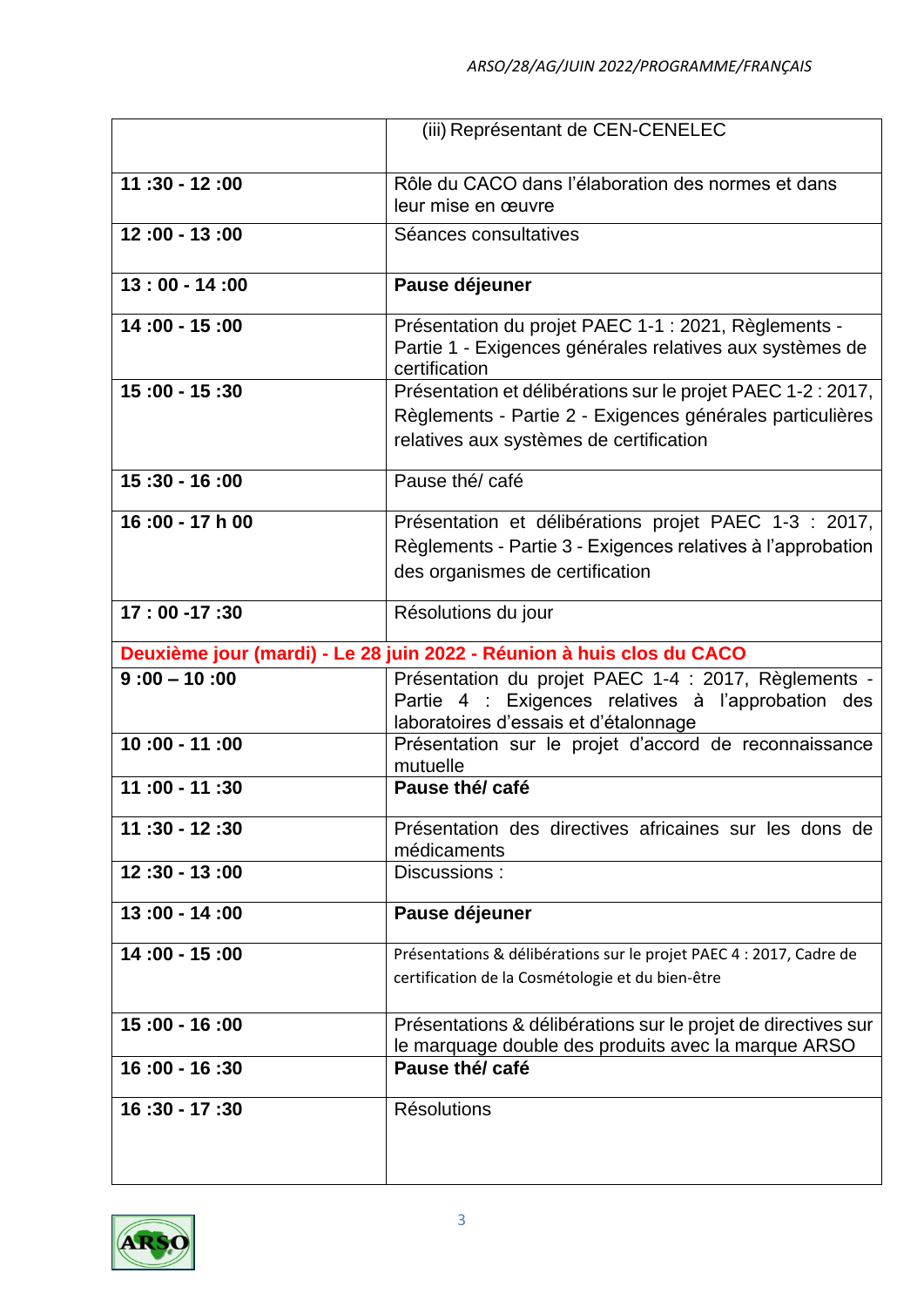| | |
|---|---|
| | (iii) Représentant de CEN-CENELEC |
| **11 :30 - 12 :00** | Rôle du CACO dans l'élaboration des normes et dans leur mise en œuvre |
| **12 :00 - 13 :00** | Séances consultatives |
| **13 : 00 - 14 :00** | **Pause déjeuner** |
| **14 :00 - 15 :00** | Présentation du projet PAEC 1-1 : 2021, Règlements - Partie 1 - Exigences générales relatives aux systèmes de certification |
| **15 :00 - 15 :30** | Présentation et délibérations sur le projet PAEC 1-2 : 2017, Règlements - Partie 2 - Exigences générales particulières relatives aux systèmes de certification |
| **15 :30 - 16 :00** | Pause thé/ café |
| **16 :00 - 17 h 00** | Présentation et délibérations projet PAEC 1-3 : 2017, Règlements - Partie 3 - Exigences relatives à l'approbation des organismes de certification |
| **17 : 00 -17 :30** | Résolutions du jour |
| **Deuxième jour (mardi) - Le 28 juin 2022 - Réunion à huis clos du CACO** | |
| **9 :00 – 10 :00** | Présentation du projet PAEC 1-4 : 2017, Règlements - Partie 4 : Exigences relatives à l'approbation des laboratoires d'essais et d'étalonnage |
| **10 :00 - 11 :00** | Présentation sur le projet d'accord de reconnaissance mutuelle |
| **11 :00 - 11 :30** | **Pause thé/ café** |
| **11 :30 - 12 :30** | Présentation des directives africaines sur les dons de médicaments |
| **12 :30 - 13 :00** | Discussions : |
| **13 :00 - 14 :00** | **Pause déjeuner** |
| **14 :00 - 15 :00** | Présentations & délibérations sur le projet PAEC 4 : 2017, Cadre de certification de la Cosmétologie et du bien-être |
| **15 :00 - 16 :00** | Présentations & délibérations sur le projet de directives sur le marquage double des produits avec la marque ARSO |
| **16 :00 - 16 :30** | **Pause thé/ café** |
| **16 :30 - 17 :30** | Résolutions |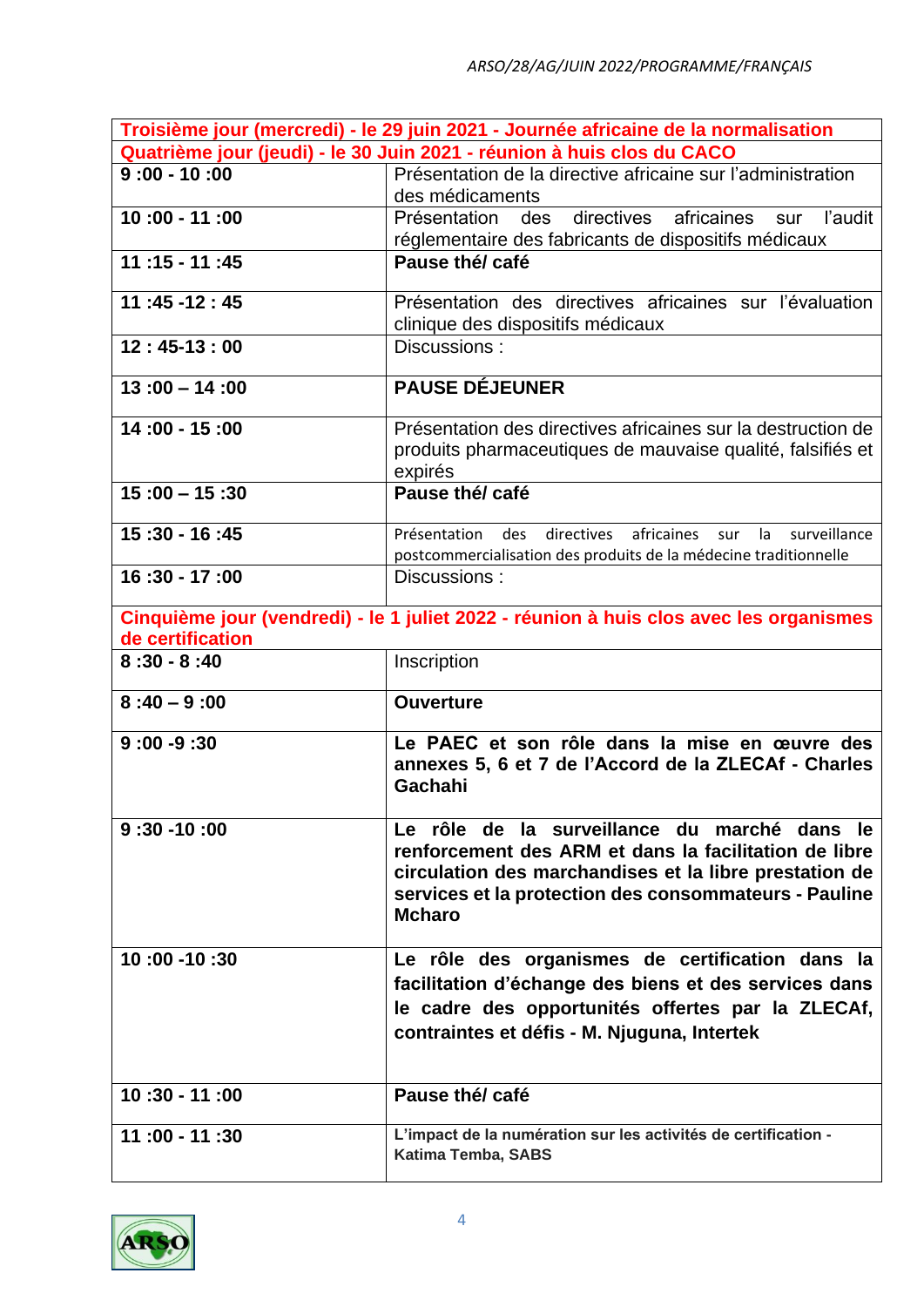| **Troisième jour (mercredi) - le 29 juin 2021 - Journée africaine de la normalisation** | |
|---|---|
| **Quatrième jour (jeudi) - le 30 Juin 2021 - réunion à huis clos du CACO** | |
| **9 :00 - 10 :00** | Présentation de la directive africaine sur l'administration des médicaments |
| **10 :00 - 11 :00** | Présentation des directives africaines sur l'audit réglementaire des fabricants de dispositifs médicaux |
| **11 :15 - 11 :45** | **Pause thé/ café** |
| **11 :45 -12 : 45** | Présentation des directives africaines sur l'évaluation clinique des dispositifs médicaux |
| **12 : 45-13 : 00** | Discussions : |
| **13 :00 – 14 :00** | **PAUSE DÉJEUNER** |
| **14 :00 - 15 :00** | Présentation des directives africaines sur la destruction de produits pharmaceutiques de mauvaise qualité, falsifiés et expirés |
| **15 :00 – 15 :30** | **Pause thé/ café** |
| **15 :30 - 16 :45** | Présentation des directives africaines sur la surveillance postcommercialisation des produits de la médecine traditionnelle |
| **16 :30 - 17 :00** | Discussions : |
| **Cinquième jour (vendredi) - le 1 julliet 2022 - réunion à huis clos avec les organismes de certification** | |
| **8 :30 - 8 :40** | Inscription |
| **8 :40 – 9 :00** | **Ouverture** |
| **9 :00 -9 :30** | **Le PAEC et son rôle dans la mise en œuvre des annexes 5, 6 et 7 de l'Accord de la ZLECAf - Charles Gachahi** |
| **9 :30 -10 :00** | **Le rôle de la surveillance du marché dans le renforcement des ARM et dans la facilitation de libre circulation des marchandises et la libre prestation de services et la protection des consommateurs - Pauline Mcharo** |
| **10 :00 -10 :30** | **Le rôle des organismes de certification dans la facilitation d'échange des biens et des services dans le cadre des opportunités offertes par la ZLECAf, contraintes et défis - M. Njuguna, Intertek** |
| **10 :30 - 11 :00** | **Pause thé/ café** |
| **11 :00 - 11 :30** | **L'impact de la numération sur les activités de certification - Katima Temba, SABS** |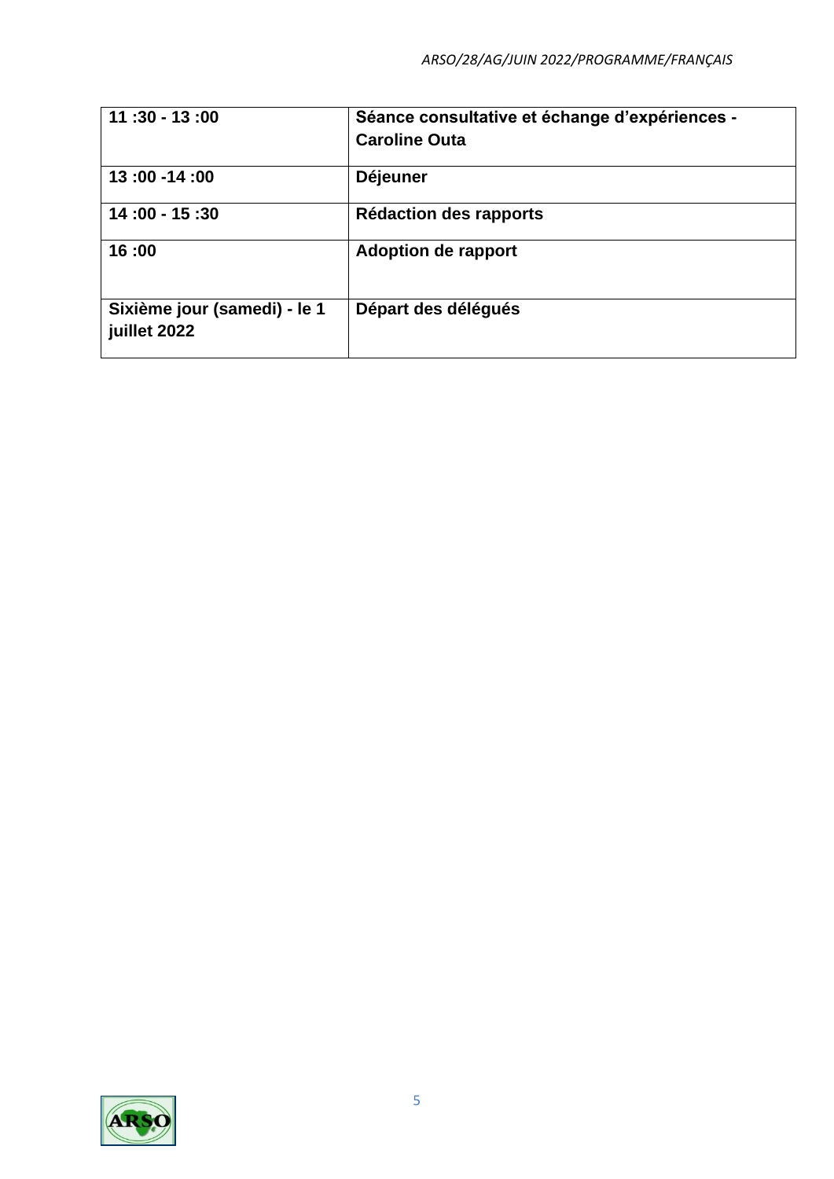| | |
|---|---|
| **11 :30 - 13 :00** | **Séance consultative et échange d'expériences - Caroline Outa** |
| **13 :00 -14 :00** | **Déjeuner** |
| **14 :00 - 15 :30** | **Rédaction des rapports** |
| **16 :00** | **Adoption de rapport** |
| **Sixième jour (samedi) - le 1 juillet 2022** | **Départ des délégués** |